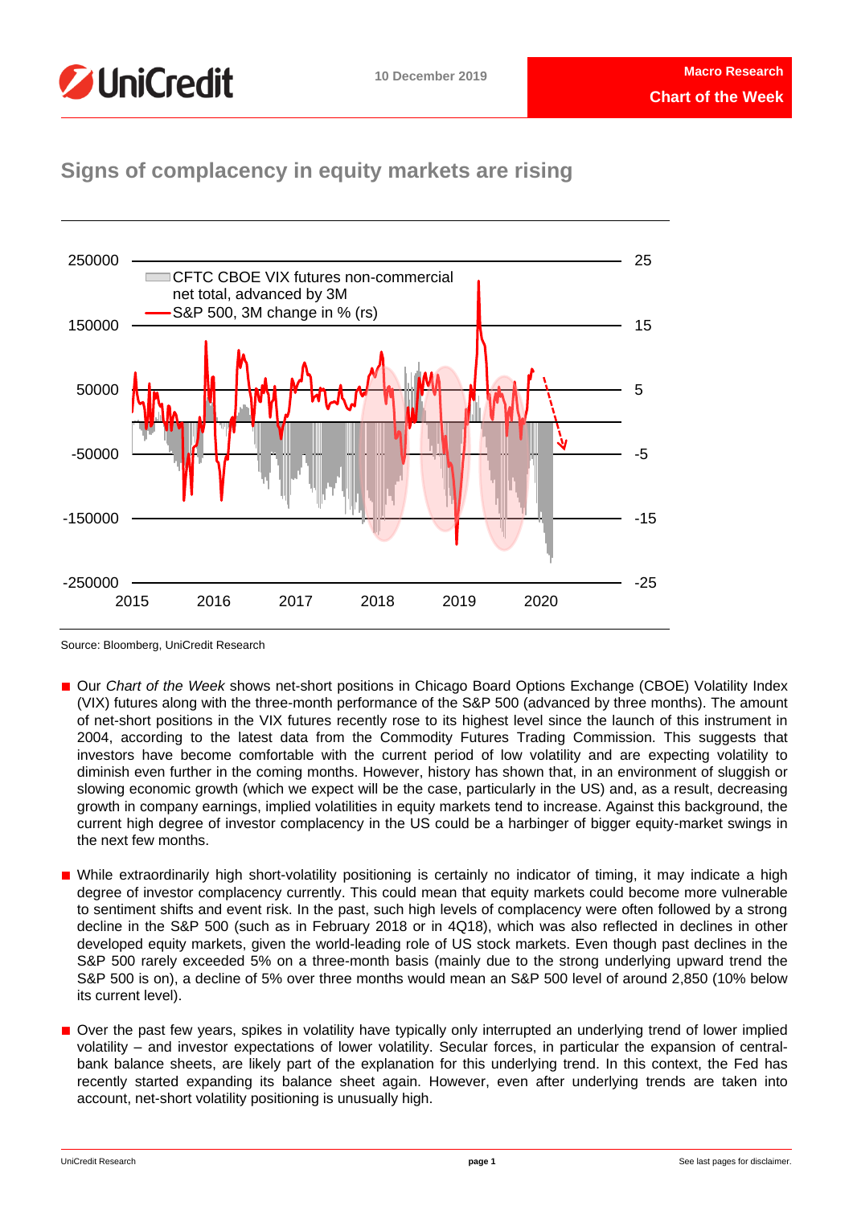# Signs of complacency in equity markets are rising

Source: Bloomberg, UniCredit Research

- Our *Chart of the Week* shows net-short positions in Chicago Board Options Exchange (CBOE) Volatility Index (VIX) futures along with the three-month performance of the S&P 500 (advanced by three months). The amount of net-short positions in the VIX futures recently rose to its highest level since the launch of this instrument in 2004, according to the latest data from the Commodity Futures Trading Commission. This suggests that investors have become comfortable with the current period of low volatility and are expecting volatility to diminish even further in the coming months. However, history has shown that, in an environment of sluggish or slowing economic growth (which we expect will be the case, particularly in the US) and, as a result, decreasing growth in company earnings, implied volatilities in equity markets tend to increase. Against this background, the current high degree of investor complacency in the US could be a harbinger of bigger equity-market swings in the next few months.

- While extraordinarily high short-volatility positioning is certainly no indicator of timing, it may indicate a high degree of investor complacency currently. This could mean that equity markets could become more vulnerable to sentiment shifts and event risk. In the past, such high levels of complacency were often followed by a strong decline in the S&P 500 (such as in February 2018 or in 4Q18), which was also reflected in declines in other developed equity markets, given the world-leading role of US stock markets. Even though past declines in the S&P 500 rarely exceeded 5% on a three-month basis (mainly due to the strong underlying upward trend the S&P 500 is on), a decline of 5% over three months would mean an S&P 500 level of around 2,850 (10% below its current level).

- Over the past few years, spikes in volatility have typically only interrupted an underlying trend of lower implied volatility – and investor expectations of lower volatility. Secular forces, in particular the expansion of central-bank balance sheets, are likely part of the explanation for this underlying trend. In this context, the Fed has recently started expanding its balance sheet again. However, even after underlying trends are taken into account, net-short volatility positioning is unusually high.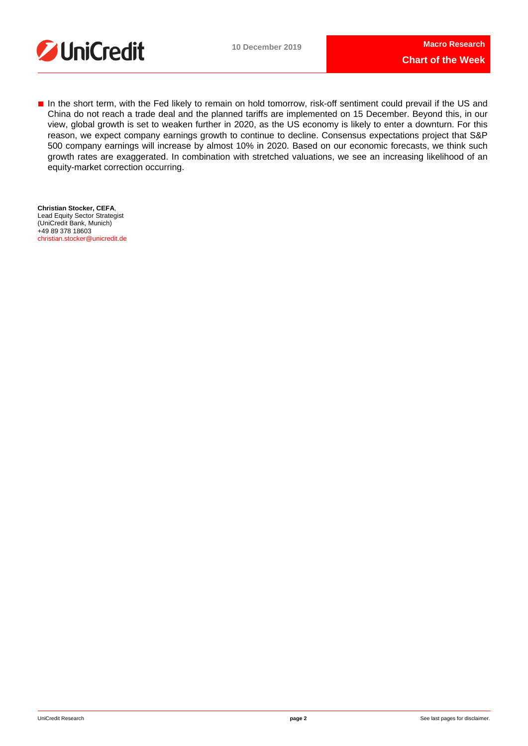- In the short term, with the Fed likely to remain on hold tomorrow, risk-off sentiment could prevail if the US and China do not reach a trade deal and the planned tariffs are implemented on 15 December. Beyond this, in our view, global growth is set to weaken further in 2020, as the US economy is likely to enter a downturn. For this reason, we expect company earnings growth to continue to decline. Consensus expectations project that S&P 500 company earnings will increase by almost 10% in 2020. Based on our economic forecasts, we think such growth rates are exaggerated. In combination with stretched valuations, we see an increasing likelihood of an equity-market correction occurring.

**Christian Stocker, CEFA**,
Lead Equity Sector Strategist
(UniCredit Bank, Munich)
+49 89 378 18603
christian.stocker@unicredit.de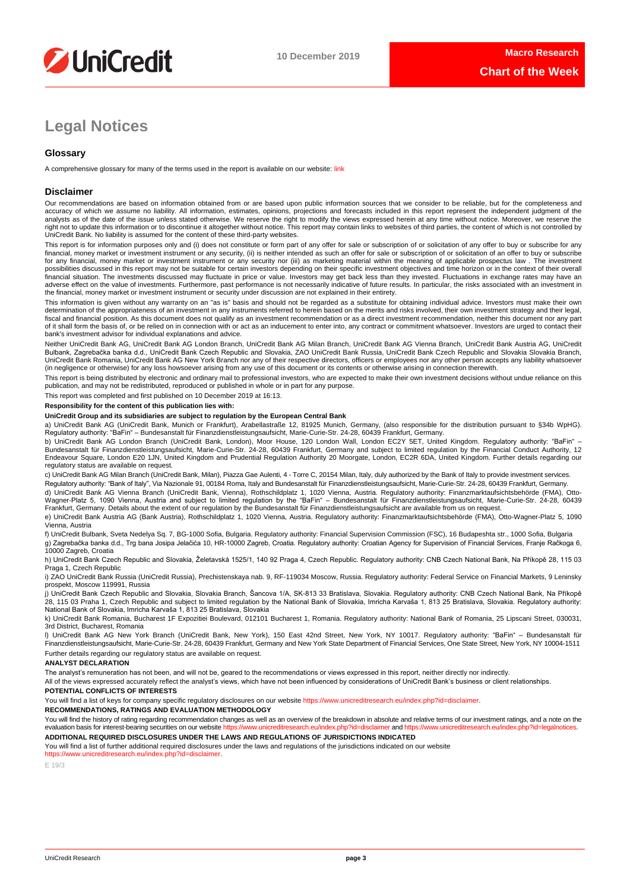# Legal Notices

## Glossary

A comprehensive glossary for many of the terms used in the report is available on our website: link

## Disclaimer

Our recommendations are based on information obtained from or are based upon public information sources that we consider to be reliable, but for the completeness and accuracy of which we assume no liability. All information, estimates, opinions, projections and forecasts included in this report represent the independent judgment of the analysts as of the date of the issue unless stated otherwise. We reserve the right to modify the views expressed herein at any time without notice. Moreover, we reserve the right not to update this information or to discontinue it altogether without notice. This report may contain links to websites of third parties, the content of which is not controlled by UniCredit Bank. No liability is assumed for the content of these third-party websites.

This report is for information purposes only and (i) does not constitute or form part of any offer for sale or subscription of or solicitation of any offer to buy or subscribe for any financial, money market or investment instrument or any security, (ii) is neither intended as such an offer for sale or subscription of or solicitation of an offer to buy or subscribe for any financial, money market or investment instrument or any security nor (iii) as marketing material within the meaning of applicable prospectus law . The investment possibilities discussed in this report may not be suitable for certain investors depending on their specific investment objectives and time horizon or in the context of their overall financial situation. The investments discussed may fluctuate in price or value. Investors may get back less than they invested. Fluctuations in exchange rates may have an adverse effect on the value of investments. Furthermore, past performance is not necessarily indicative of future results. In particular, the risks associated with an investment in the financial, money market or investment instrument or security under discussion are not explained in their entirety.

This information is given without any warranty on an "as is" basis and should not be regarded as a substitute for obtaining individual advice. Investors must make their own determination of the appropriateness of an investment in any instruments referred to herein based on the merits and risks involved, their own investment strategy and their legal, fiscal and financial position. As this document does not qualify as an investment recommendation or as a direct investment recommendation, neither this document nor any part of it shall form the basis of, or be relied on in connection with or act as an inducement to enter into, any contract or commitment whatsoever. Investors are urged to contact their bank's investment advisor for individual explanations and advice.

Neither UniCredit Bank AG, UniCredit Bank AG London Branch, UniCredit Bank AG Milan Branch, UniCredit Bank AG Vienna Branch, UniCredit Bank Austria AG, UniCredit Bulbank, Zagrebačka banka d.d., UniCredit Bank Czech Republic and Slovakia, ZAO UniCredit Bank Russia, UniCredit Bank Czech Republic and Slovakia Slovakia Branch, UniCredit Bank Romania, UniCredit Bank AG New York Branch nor any of their respective directors, officers or employees nor any other person accepts any liability whatsoever (in negligence or otherwise) for any loss howsoever arising from any use of this document or its contents or otherwise arising in connection therewith.

This report is being distributed by electronic and ordinary mail to professional investors, who are expected to make their own investment decisions without undue reliance on this publication, and may not be redistributed, reproduced or published in whole or in part for any purpose.

This report was completed and first published on 10 December 2019 at 16:13.

**Responsibility for the content of this publication lies with:**

**UniCredit Group and its subsidiaries are subject to regulation by the European Central Bank**

a) UniCredit Bank AG (UniCredit Bank, Munich or Frankfurt), Arabellastraße 12, 81925 Munich, Germany, (also responsible for the distribution pursuant to §34b WpHG). Regulatory authority: "BaFin" – Bundesanstalt für Finanzdienstleistungsaufsicht, Marie-Curie-Str. 24-28, 60439 Frankfurt, Germany.

b) UniCredit Bank AG London Branch (UniCredit Bank, London), Moor House, 120 London Wall, London EC2Y 5ET, United Kingdom. Regulatory authority: "BaFin" – Bundesanstalt für Finanzdienstleistungsaufsicht, Marie-Curie-Str. 24-28, 60439 Frankfurt, Germany and subject to limited regulation by the Financial Conduct Authority, 12 Endeavour Square, London E20 1JN, United Kingdom and Prudential Regulation Authority 20 Moorgate, London, EC2R 6DA, United Kingdom. Further details regarding our regulatory status are available on request.

c) UniCredit Bank AG Milan Branch (UniCredit Bank, Milan), Piazza Gae Aulenti, 4 - Torre C, 20154 Milan, Italy, duly authorized by the Bank of Italy to provide investment services. Regulatory authority: "Bank of Italy", Via Nazionale 91, 00184 Roma, Italy and Bundesanstalt für Finanzdienstleistungsaufsicht, Marie-Curie-Str. 24-28, 60439 Frankfurt, Germany.

d) UniCredit Bank AG Vienna Branch (UniCredit Bank, Vienna), Rothschildplatz 1, 1020 Vienna, Austria. Regulatory authority: Finanzmarktaufsichtsbehörde (FMA), Otto-Wagner-Platz 5, 1090 Vienna, Austria and subject to limited regulation by the "BaFin" – Bundesanstalt für Finanzdienstleistungsaufsicht, Marie-Curie-Str. 24-28, 60439 Frankfurt, Germany. Details about the extent of our regulation by the Bundesanstalt für Finanzdienstleistungsaufsicht are available from us on request.

e) UniCredit Bank Austria AG (Bank Austria), Rothschildplatz 1, 1020 Vienna, Austria. Regulatory authority: Finanzmarktaufsichtsbehörde (FMA), Otto-Wagner-Platz 5, 1090 Vienna, Austria

f) UniCredit Bulbank, Sveta Nedelya Sq. 7, BG-1000 Sofia, Bulgaria. Regulatory authority: Financial Supervision Commission (FSC), 16 Budapeshta str., 1000 Sofia, Bulgaria

g) Zagrebačka banka d.d., Trg bana Josipa Jelačića 10, HR-10000 Zagreb, Croatia. Regulatory authority: Croatian Agency for Supervision of Financial Services, Franje Račkoga 6, 10000 Zagreb, Croatia

h) UniCredit Bank Czech Republic and Slovakia, Želetavská 1525/1, 140 92 Praga 4, Czech Republic. Regulatory authority: CNB Czech National Bank, Na Příkopě 28, 115 03 Praga 1, Czech Republic

i) ZAO UniCredit Bank Russia (UniCredit Russia), Prechistenskaya nab. 9, RF-119034 Moscow, Russia. Regulatory authority: Federal Service on Financial Markets, 9 Leninsky prospekt, Moscow 119991, Russia

j) UniCredit Bank Czech Republic and Slovakia, Slovakia Branch, Šancova 1/A, SK-813 33 Bratislava, Slovakia. Regulatory authority: CNB Czech National Bank, Na Příkopě 28, 115 03 Praha 1, Czech Republic and subject to limited regulation by the National Bank of Slovakia, Imricha Karvaša 1, 813 25 Bratislava, Slovakia. Regulatory authority: National Bank of Slovakia, Imricha Karvaša 1, 813 25 Bratislava, Slovakia

k) UniCredit Bank Romania, Bucharest 1F Expozitiei Boulevard, 012101 Bucharest 1, Romania. Regulatory authority: National Bank of Romania, 25 Lipscani Street, 030031, 3rd District, Bucharest, Romania

l) UniCredit Bank AG New York Branch (UniCredit Bank, New York), 150 East 42nd Street, New York, NY 10017. Regulatory authority: "BaFin" – Bundesanstalt für Finanzdienstleistungsaufsicht, Marie-Curie-Str. 24-28, 60439 Frankfurt, Germany and New York State Department of Financial Services, One State Street, New York, NY 10004-1511

Further details regarding our regulatory status are available on request.

**ANALYST DECLARATION**

The analyst's remuneration has not been, and will not be, geared to the recommendations or views expressed in this report, neither directly nor indirectly.

All of the views expressed accurately reflect the analyst's views, which have not been influenced by considerations of UniCredit Bank's business or client relationships.

**POTENTIAL CONFLICTS OF INTERESTS**

You will find a list of keys for company specific regulatory disclosures on our website https://www.unicreditresearch.eu/index.php?id=disclaimer.

**RECOMMENDATIONS, RATINGS AND EVALUATION METHODOLOGY**

You will find the history of rating regarding recommendation changes as well as an overview of the breakdown in absolute and relative terms of our investment ratings, and a note on the evaluation basis for interest-bearing securities on our website https://www.unicreditresearch.eu/index.php?id=disclaimer and https://www.unicreditresearch.eu/index.php?id=legalnotices.

**ADDITIONAL REQUIRED DISCLOSURES UNDER THE LAWS AND REGULATIONS OF JURISDICTIONS INDICATED**

You will find a list of further additional required disclosures under the laws and regulations of the jurisdictions indicated on our website https://www.unicreditresearch.eu/index.php?id=disclaimer.

E 19/3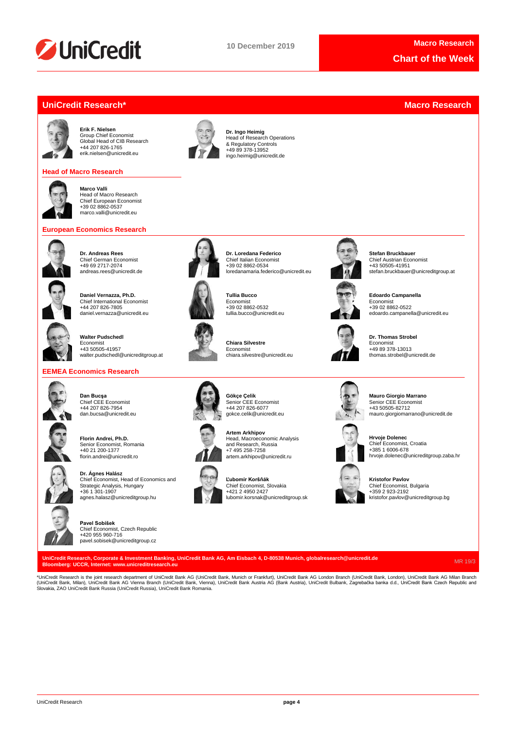## UniCredit Research*

## Macro Research

**Erik F. Nielsen**
Group Chief Economist
Global Head of CIB Research
+44 207 826-1765
erik.nielsen@unicredit.eu

**Dr. Ingo Heimig**
Head of Research Operations
& Regulatory Controls
+49 89 378-13952
ingo.heimig@unicredit.de

### Head of Macro Research

**Marco Valli**
Head of Macro Research
Chief European Economist
+39 02 8862-0537
marco.valli@unicredit.eu

### European Economics Research

**Dr. Andreas Rees**
Chief German Economist
+49 69 2717-2074
andreas.rees@unicredit.de

**Dr. Loredana Federico**
Chief Italian Economist
+39 02 8862-0534
loredanamaria.federico@unicredit.eu

**Stefan Bruckbauer**
Chief Austrian Economist
+43 50505-41951
stefan.bruckbauer@unicreditgroup.at

**Daniel Vernazza, Ph.D.**
Chief International Economist
+44 207 826-7805
daniel.vernazza@unicredit.eu

**Tullia Bucco**
Economist
+39 02 8862-0532
tullia.bucco@unicredit.eu

**Edoardo Campanella**
Economist
+39 02 8862-0522
edoardo.campanella@unicredit.eu

**Walter Pudschedl**
Economist
+43 50505-41957
walter.pudschedl@unicreditgroup.at

**Chiara Silvestre**
Economist
chiara.silvestre@unicredit.eu

**Dr. Thomas Strobel**
Economist
+49 89 378-13013
thomas.strobel@unicredit.de

### EEMEA Economics Research

**Dan Bucşa**
Chief CEE Economist
+44 207 826-7954
dan.bucsa@unicredit.eu

**Gökçe Çelik**
Senior CEE Economist
+44 207 826-6077
gokce.celik@unicredit.eu

**Mauro Giorgio Marrano**
Senior CEE Economist
+43 50505-82712
mauro.giorgiomarrano@unicredit.de

**Florin Andrei, Ph.D.**
Senior Economist, Romania
+40 21 200-1377
florin.andrei@unicredit.ro

**Artem Arkhipov**
Head, Macroeconomic Analysis
and Research, Russia
+7 495 258-7258
artem.arkhipov@unicredit.ru

**Hrvoje Dolenec**
Chief Economist, Croatia
+385 1 6006-678
hrvoje.dolenec@unicreditgroup.zaba.hr

**Dr. Ágnes Halász**
Chief Economist, Head of Economics and
Strategic Analysis, Hungary
+36 1 301-1907
agnes.halasz@unicreditgroup.hu

**Ľubomír Koršňák**
Chief Economist, Slovakia
+421 2 4950 2427
lubomir.korsnak@unicreditgroup.sk

**Kristofor Pavlov**
Chief Economist, Bulgaria
+359 2 923-2192
kristofor.pavlov@unicreditgroup.bg

**Pavel Sobíšek**
Chief Economist, Czech Republic
+420 955 960-716
pavel.sobisek@unicreditgroup.cz

**UniCredit Research, Corporate & Investment Banking, UniCredit Bank AG, Am Eisbach 4, D-80538 Munich, globalresearch@unicredit.de**
**Bloomberg: UCCR, Internet: www.unicreditresearch.eu**

MR 19/3

*UniCredit Research is the joint research department of UniCredit Bank AG (UniCredit Bank, Munich or Frankfurt), UniCredit Bank AG London Branch (UniCredit Bank, London), UniCredit Bank AG Milan Branch (UniCredit Bank, Milan), UniCredit Bank AG Vienna Branch (UniCredit Bank, Vienna), UniCredit Bank Austria AG (Bank Austria), UniCredit Bulbank, Zagrebačka banka d.d., UniCredit Bank Czech Republic and Slovakia, ZAO UniCredit Bank Russia (UniCredit Russia), UniCredit Bank Romania.